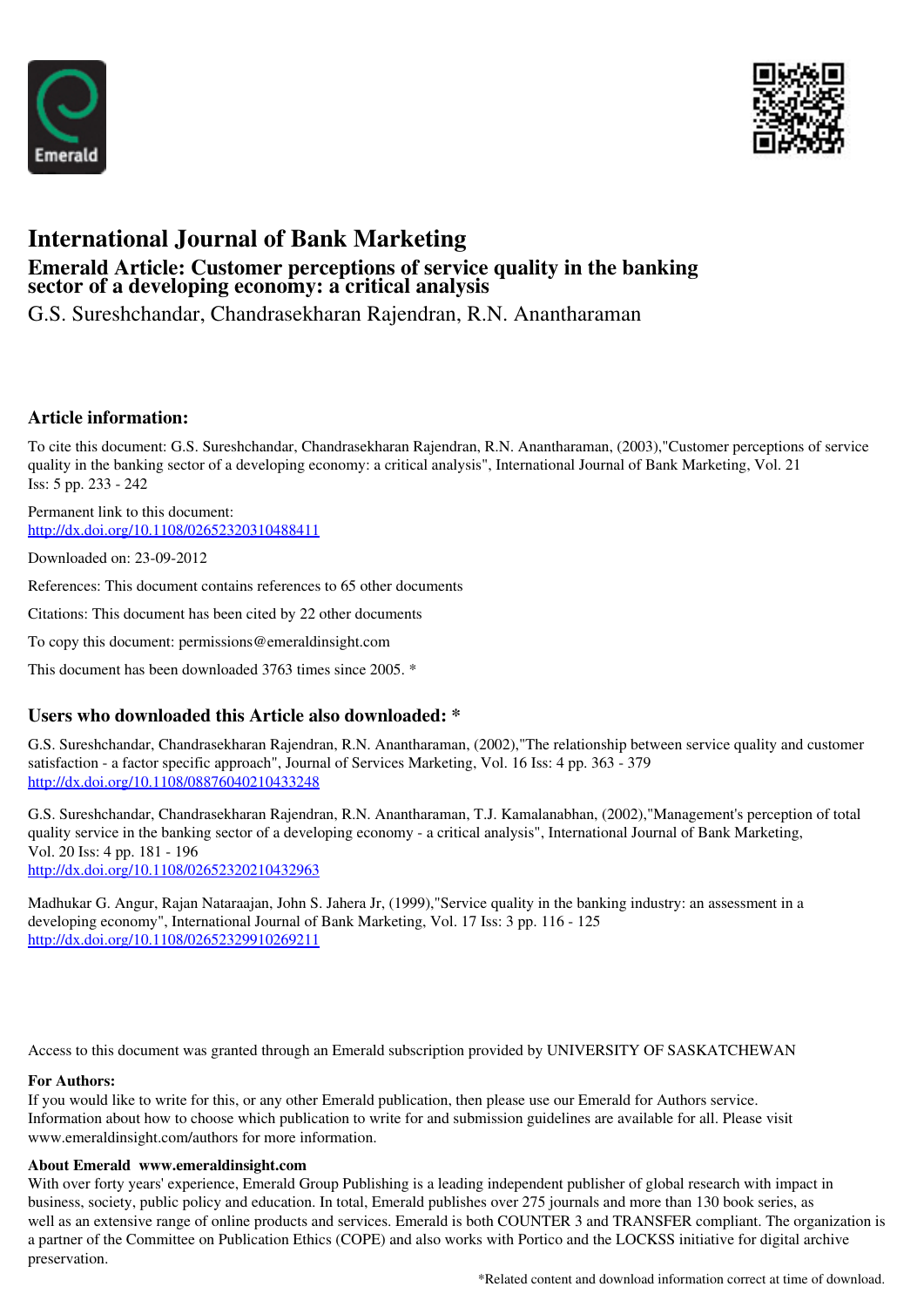# International Journal of Bank Marketing

## Emerald Article: Customer perceptions of service quality in the banking sector of a developing economy: a critical analysis

G.S. Sureshchandar, Chandrasekharan Rajendran, R.N. Anantharaman

### Article information:

To cite this document: G.S. Sureshchandar, Chandrasekharan Rajendran, R.N. Anantharaman, (2003),"Customer perceptions of service quality in the banking sector of a developing economy: a critical analysis", International Journal of Bank Marketing, Vol. 21 Iss: 5 pp. 233 - 242

Permanent link to this document:
http://dx.doi.org/10.1108/02652320310488411

Downloaded on: 23-09-2012

References: This document contains references to 65 other documents

Citations: This document has been cited by 22 other documents

To copy this document: permissions@emeraldinsight.com

This document has been downloaded 3763 times since 2005. *

### Users who downloaded this Article also downloaded: *

G.S. Sureshchandar, Chandrasekharan Rajendran, R.N. Anantharaman, (2002),"The relationship between service quality and customer satisfaction - a factor specific approach", Journal of Services Marketing, Vol. 16 Iss: 4 pp. 363 - 379
http://dx.doi.org/10.1108/08876040210433248

G.S. Sureshchandar, Chandrasekharan Rajendran, R.N. Anantharaman, T.J. Kamalanabhan, (2002),"Management's perception of total quality service in the banking sector of a developing economy - a critical analysis", International Journal of Bank Marketing, Vol. 20 Iss: 4 pp. 181 - 196
http://dx.doi.org/10.1108/02652320210432963

Madhukar G. Angur, Rajan Nataraajan, John S. Jahera Jr, (1999),"Service quality in the banking industry: an assessment in a developing economy", International Journal of Bank Marketing, Vol. 17 Iss: 3 pp. 116 - 125
http://dx.doi.org/10.1108/02652329910269211

Access to this document was granted through an Emerald subscription provided by UNIVERSITY OF SASKATCHEWAN

**For Authors:**
If you would like to write for this, or any other Emerald publication, then please use our Emerald for Authors service. Information about how to choose which publication to write for and submission guidelines are available for all. Please visit www.emeraldinsight.com/authors for more information.

**About Emerald www.emeraldinsight.com**
With over forty years' experience, Emerald Group Publishing is a leading independent publisher of global research with impact in business, society, public policy and education. In total, Emerald publishes over 275 journals and more than 130 book series, as well as an extensive range of online products and services. Emerald is both COUNTER 3 and TRANSFER compliant. The organization is a partner of the Committee on Publication Ethics (COPE) and also works with Portico and the LOCKSS initiative for digital archive preservation.

*Related content and download information correct at time of download.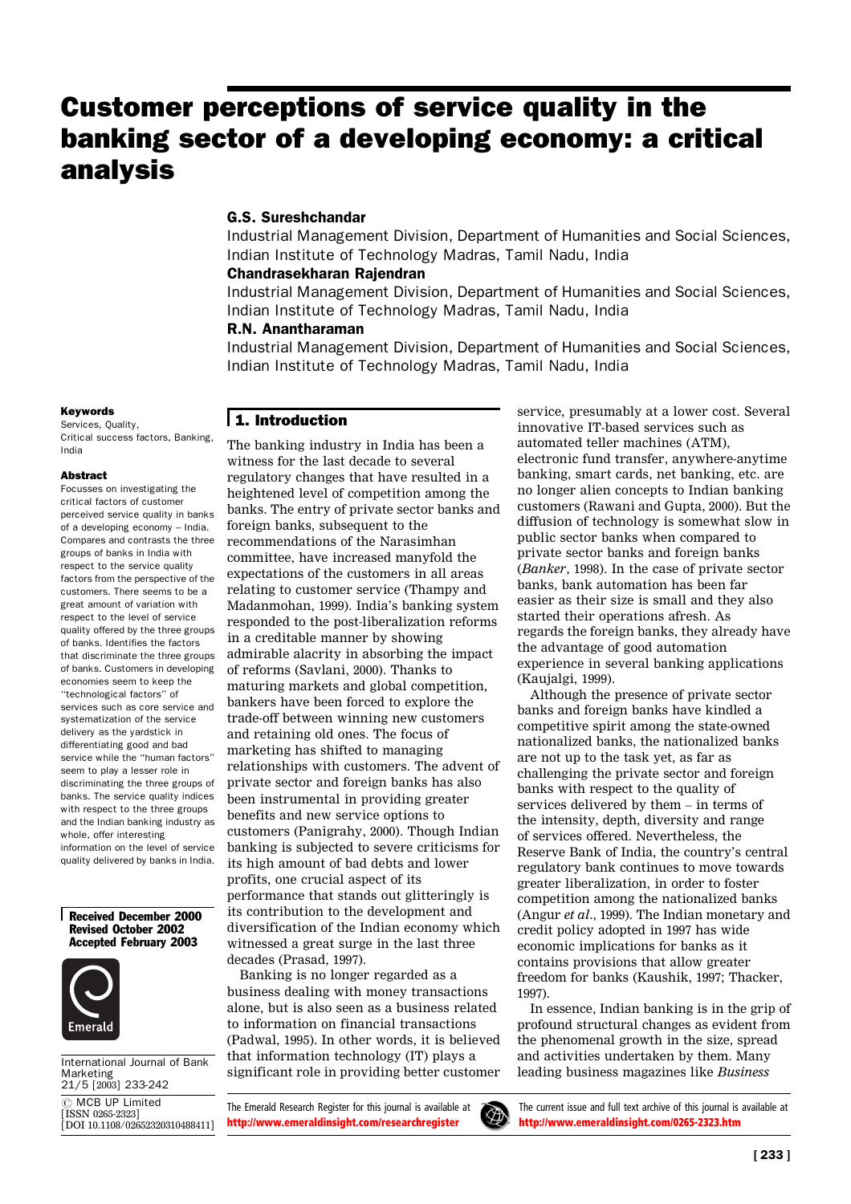# Customer perceptions of service quality in the banking sector of a developing economy: a critical analysis

**G.S. Sureshchandar**

Industrial Management Division, Department of Humanities and Social Sciences, Indian Institute of Technology Madras, Tamil Nadu, India

**Chandrasekharan Rajendran**

Industrial Management Division, Department of Humanities and Social Sciences, Indian Institute of Technology Madras, Tamil Nadu, India

**R.N. Anantharaman**

Industrial Management Division, Department of Humanities and Social Sciences, Indian Institute of Technology Madras, Tamil Nadu, India

**Keywords**

Services, Quality, Critical success factors, Banking, India

**Abstract**

Focusses on investigating the critical factors of customer perceived service quality in banks of a developing economy – India. Compares and contrasts the three groups of banks in India with respect to the service quality factors from the perspective of the customers. There seems to be a great amount of variation with respect to the level of service quality offered by the three groups of banks. Identifies the factors that discriminate the three groups of banks. Customers in developing economies seem to keep the "technological factors" of services such as core service and systematization of the service delivery as the yardstick in differentiating good and bad service while the "human factors" seem to play a lesser role in discriminating the three groups of banks. The service quality indices with respect to the three groups and the Indian banking industry as whole, offer interesting information on the level of service quality delivered by banks in India.

**Received December 2000**
**Revised October 2002**
**Accepted February 2003**

International Journal of Bank Marketing
21/5 [2003] 233-242
© MCB UP Limited
[ISSN 0265-2323]
[DOI 10.1108/02652320310488411]

## 1. Introduction

The banking industry in India has been a witness for the last decade to several regulatory changes that have resulted in a heightened level of competition among the banks. The entry of private sector banks and foreign banks, subsequent to the recommendations of the Narasimhan committee, have increased manyfold the expectations of the customers in all areas relating to customer service (Thampy and Madanmohan, 1999). India's banking system responded to the post-liberalization reforms in a creditable manner by showing admirable alacrity in absorbing the impact of reforms (Savlani, 2000). Thanks to maturing markets and global competition, bankers have been forced to explore the trade-off between winning new customers and retaining old ones. The focus of marketing has shifted to managing relationships with customers. The advent of private sector and foreign banks has also been instrumental in providing greater benefits and new service options to customers (Panigrahy, 2000). Though Indian banking is subjected to severe criticisms for its high amount of bad debts and lower profits, one crucial aspect of its performance that stands out glitteringly is its contribution to the development and diversification of the Indian economy which witnessed a great surge in the last three decades (Prasad, 1997).

Banking is no longer regarded as a business dealing with money transactions alone, but is also seen as a business related to information on financial transactions (Padwal, 1995). In other words, it is believed that information technology (IT) plays a significant role in providing better customer service, presumably at a lower cost. Several innovative IT-based services such as automated teller machines (ATM), electronic fund transfer, anywhere-anytime banking, smart cards, net banking, etc. are no longer alien concepts to Indian banking customers (Rawani and Gupta, 2000). But the diffusion of technology is somewhat slow in public sector banks when compared to private sector banks and foreign banks (*Banker*, 1998). In the case of private sector banks, bank automation has been far easier as their size is small and they also started their operations afresh. As regards the foreign banks, they already have the advantage of good automation experience in several banking applications (Kaujalgi, 1999).

Although the presence of private sector banks and foreign banks have kindled a competitive spirit among the state-owned nationalized banks, the nationalized banks are not up to the task yet, as far as challenging the private sector and foreign banks with respect to the quality of services delivered by them – in terms of the intensity, depth, diversity and range of services offered. Nevertheless, the Reserve Bank of India, the country's central regulatory bank continues to move towards greater liberalization, in order to foster competition among the nationalized banks (Angur *et al*., 1999). The Indian monetary and credit policy adopted in 1997 has wide economic implications for banks as it contains provisions that allow greater freedom for banks (Kaushik, 1997; Thacker, 1997).

In essence, Indian banking is in the grip of profound structural changes as evident from the phenomenal growth in the size, spread and activities undertaken by them. Many leading business magazines like *Business*

The Emerald Research Register for this journal is available at
**http://www.emeraldinsight.com/researchregister**

The current issue and full text archive of this journal is available at
**http://www.emeraldinsight.com/0265-2323.htm**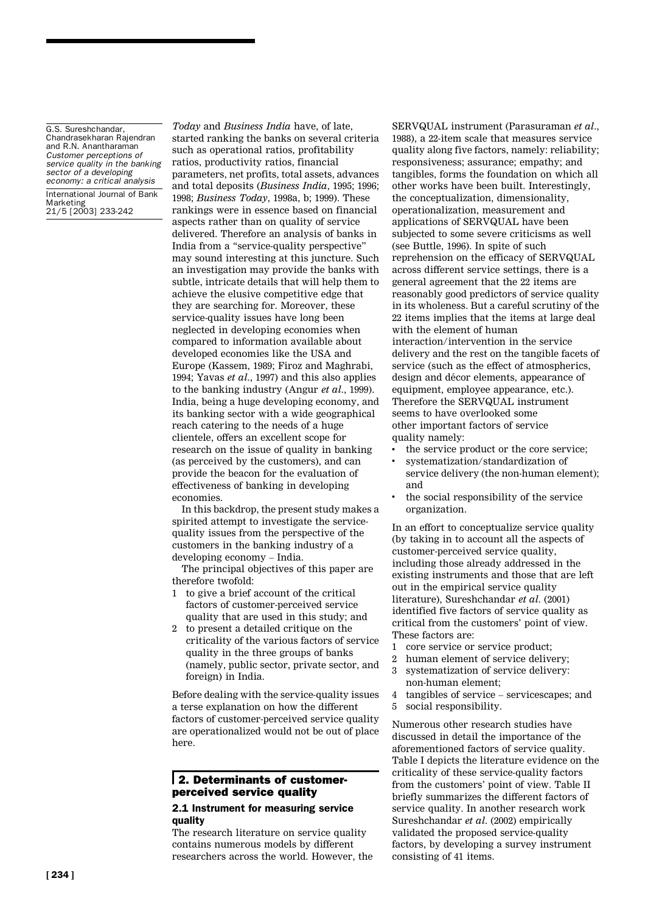*Today* and *Business India* have, of late, started ranking the banks on several criteria such as operational ratios, profitability ratios, productivity ratios, financial parameters, net profits, total assets, advances and total deposits (*Business India*, 1995; 1996; 1998; *Business Today*, 1998a, b; 1999). These rankings were in essence based on financial aspects rather than on quality of service delivered. Therefore an analysis of banks in India from a "service-quality perspective" may sound interesting at this juncture. Such an investigation may provide the banks with subtle, intricate details that will help them to achieve the elusive competitive edge that they are searching for. Moreover, these service-quality issues have long been neglected in developing economies when compared to information available about developed economies like the USA and Europe (Kassem, 1989; Firoz and Maghrabi, 1994; Yavas *et al*., 1997) and this also applies to the banking industry (Angur *et al*., 1999). India, being a huge developing economy, and its banking sector with a wide geographical reach catering to the needs of a huge clientele, offers an excellent scope for research on the issue of quality in banking (as perceived by the customers), and can provide the beacon for the evaluation of effectiveness of banking in developing economies.

In this backdrop, the present study makes a spirited attempt to investigate the service-quality issues from the perspective of the customers in the banking industry of a developing economy – India.

The principal objectives of this paper are therefore twofold:

1. to give a brief account of the critical factors of customer-perceived service quality that are used in this study; and
2. to present a detailed critique on the criticality of the various factors of service quality in the three groups of banks (namely, public sector, private sector, and foreign) in India.

Before dealing with the service-quality issues a terse explanation on how the different factors of customer-perceived service quality are operationalized would not be out of place here.

## 2. Determinants of customer-perceived service quality

### 2.1 Instrument for measuring service quality

The research literature on service quality contains numerous models by different researchers across the world. However, the SERVQUAL instrument (Parasuraman *et al*., 1988), a 22-item scale that measures service quality along five factors, namely: reliability; responsiveness; assurance; empathy; and tangibles, forms the foundation on which all other works have been built. Interestingly, the conceptualization, dimensionality, operationalization, measurement and applications of SERVQUAL have been subjected to some severe criticisms as well (see Buttle, 1996). In spite of such reprehension on the efficacy of SERVQUAL across different service settings, there is a general agreement that the 22 items are reasonably good predictors of service quality in its wholeness. But a careful scrutiny of the 22 items implies that the items at large deal with the element of human interaction/intervention in the service delivery and the rest on the tangible facets of service (such as the effect of atmospherics, design and décor elements, appearance of equipment, employee appearance, etc.). Therefore the SERVQUAL instrument seems to have overlooked some other important factors of service quality namely:

- the service product or the core service;
- systematization/standardization of service delivery (the non-human element); and
- the social responsibility of the service organization.

In an effort to conceptualize service quality (by taking in to account all the aspects of customer-perceived service quality, including those already addressed in the existing instruments and those that are left out in the empirical service quality literature), Sureshchandar *et al*. (2001) identified five factors of service quality as critical from the customers' point of view. These factors are:

1. core service or service product;
2. human element of service delivery;
3. systematization of service delivery: non-human element;
4. tangibles of service – servicescapes; and
5. social responsibility.

Numerous other research studies have discussed in detail the importance of the aforementioned factors of service quality. Table I depicts the literature evidence on the criticality of these service-quality factors from the customers' point of view. Table II briefly summarizes the different factors of service quality. In another research work Sureshchandar *et al*. (2002) empirically validated the proposed service-quality factors, by developing a survey instrument consisting of 41 items.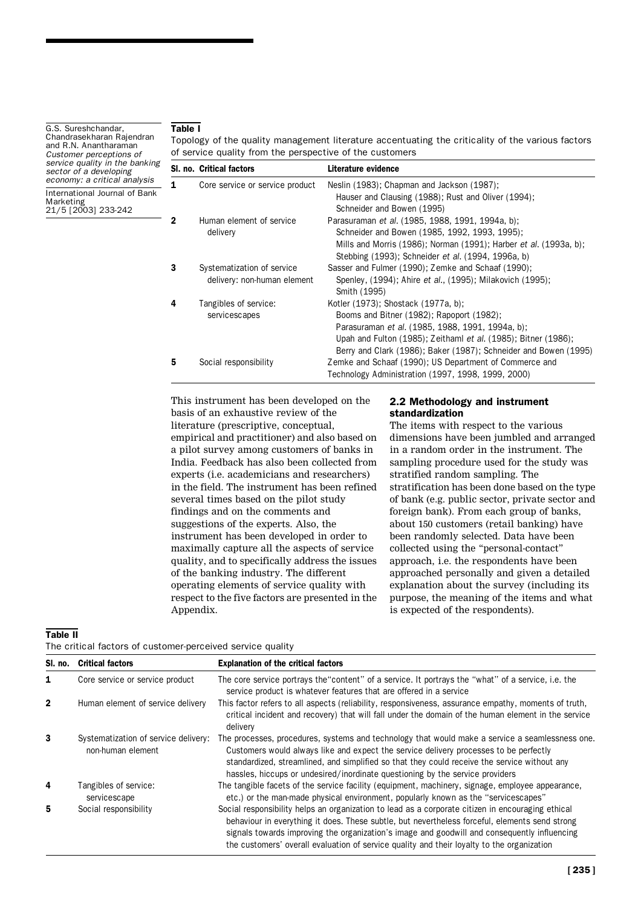**Table I**

Topology of the quality management literature accentuating the criticality of the various factors of service quality from the perspective of the customers

| Sl. no. | Critical factors | Literature evidence |
|---|---|---|
| 1 | Core service or service product | Neslin (1983); Chapman and Jackson (1987); Hauser and Clausing (1988); Rust and Oliver (1994); Schneider and Bowen (1995) |
| 2 | Human element of service delivery | Parasuraman *et al.* (1985, 1988, 1991, 1994a, b); Schneider and Bowen (1985, 1992, 1993, 1995); Mills and Morris (1986); Norman (1991); Harber *et al.* (1993a, b); Stebbing (1993); Schneider *et al.* (1994, 1996a, b) |
| 3 | Systematization of service delivery: non-human element | Sasser and Fulmer (1990); Zemke and Schaaf (1990); Spenley, (1994); Ahire *et al.*, (1995); Milakovich (1995); Smith (1995) |
| 4 | Tangibles of service: servicescapes | Kotler (1973); Shostack (1977a, b); Booms and Bitner (1982); Rapoport (1982); Parasuraman *et al.* (1985, 1988, 1991, 1994a, b); Upah and Fulton (1985); Zeithaml *et al.* (1985); Bitner (1986); Berry and Clark (1986); Baker (1987); Schneider and Bowen (1995) |
| 5 | Social responsibility | Zemke and Schaaf (1990); US Department of Commerce and Technology Administration (1997, 1998, 1999, 2000) |

This instrument has been developed on the basis of an exhaustive review of the literature (prescriptive, conceptual, empirical and practitioner) and also based on a pilot survey among customers of banks in India. Feedback has also been collected from experts (i.e. academicians and researchers) in the field. The instrument has been refined several times based on the pilot study findings and on the comments and suggestions of the experts. Also, the instrument has been developed in order to maximally capture all the aspects of service quality, and to specifically address the issues of the banking industry. The different operating elements of service quality with respect to the five factors are presented in the Appendix.

### 2.2 Methodology and instrument standardization

The items with respect to the various dimensions have been jumbled and arranged in a random order in the instrument. The sampling procedure used for the study was stratified random sampling. The stratification has been done based on the type of bank (e.g. public sector, private sector and foreign bank). From each group of banks, about 150 customers (retail banking) have been randomly selected. Data have been collected using the "personal-contact" approach, i.e. the respondents have been approached personally and given a detailed explanation about the survey (including its purpose, the meaning of the items and what is expected of the respondents).

**Table II**

The critical factors of customer-perceived service quality

| Sl. no. | Critical factors | Explanation of the critical factors |
|---|---|---|
| 1 | Core service or service product | The core service portrays the"content" of a service. It portrays the "what" of a service, i.e. the service product is whatever features that are offered in a service |
| 2 | Human element of service delivery | This factor refers to all aspects (reliability, responsiveness, assurance empathy, moments of truth, critical incident and recovery) that will fall under the domain of the human element in the service delivery |
| 3 | Systematization of service delivery: non-human element | The processes, procedures, systems and technology that would make a service a seamlessness one. Customers would always like and expect the service delivery processes to be perfectly standardized, streamlined, and simplified so that they could receive the service without any hassles, hiccups or undesired/inordinate questioning by the service providers |
| 4 | Tangibles of service: servicescape | The tangible facets of the service facility (equipment, machinery, signage, employee appearance, etc.) or the man-made physical environment, popularly known as the "servicescapes" |
| 5 | Social responsibility | Social responsibility helps an organization to lead as a corporate citizen in encouraging ethical behaviour in everything it does. These subtle, but nevertheless forceful, elements send strong signals towards improving the organization's image and goodwill and consequently influencing the customers' overall evaluation of service quality and their loyalty to the organization |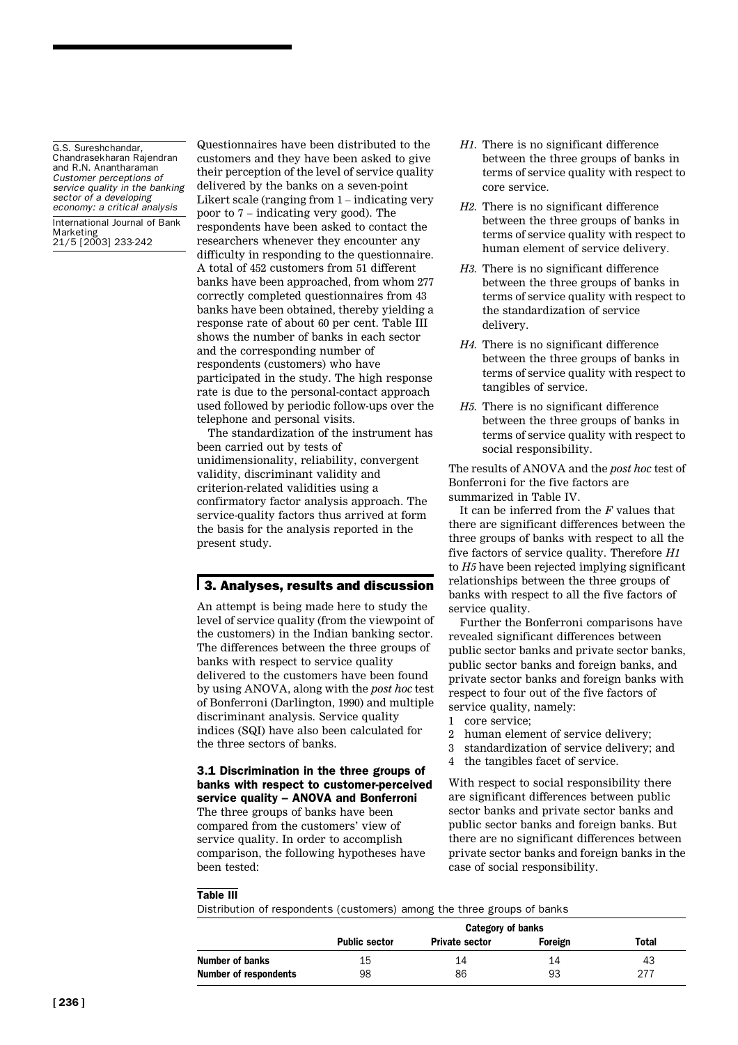Questionnaires have been distributed to the customers and they have been asked to give their perception of the level of service quality delivered by the banks on a seven-point Likert scale (ranging from 1 – indicating very poor to 7 – indicating very good). The respondents have been asked to contact the researchers whenever they encounter any difficulty in responding to the questionnaire. A total of 452 customers from 51 different banks have been approached, from whom 277 correctly completed questionnaires from 43 banks have been obtained, thereby yielding a response rate of about 60 per cent. Table III shows the number of banks in each sector and the corresponding number of respondents (customers) who have participated in the study. The high response rate is due to the personal-contact approach used followed by periodic follow-ups over the telephone and personal visits.

The standardization of the instrument has been carried out by tests of unidimensionality, reliability, convergent validity, discriminant validity and criterion-related validities using a confirmatory factor analysis approach. The service-quality factors thus arrived at form the basis for the analysis reported in the present study.

## 3. Analyses, results and discussion

An attempt is being made here to study the level of service quality (from the viewpoint of the customers) in the Indian banking sector. The differences between the three groups of banks with respect to service quality delivered to the customers have been found by using ANOVA, along with the *post hoc* test of Bonferroni (Darlington, 1990) and multiple discriminant analysis. Service quality indices (SQI) have also been calculated for the three sectors of banks.

### 3.1 Discrimination in the three groups of banks with respect to customer-perceived service quality – ANOVA and Bonferroni

The three groups of banks have been compared from the customers' view of service quality. In order to accomplish comparison, the following hypotheses have been tested:

- *H1*. There is no significant difference between the three groups of banks in terms of service quality with respect to core service.
- *H2*. There is no significant difference between the three groups of banks in terms of service quality with respect to human element of service delivery.
- *H3*. There is no significant difference between the three groups of banks in terms of service quality with respect to the standardization of service delivery.
- *H4*. There is no significant difference between the three groups of banks in terms of service quality with respect to tangibles of service.
- *H5*. There is no significant difference between the three groups of banks in terms of service quality with respect to social responsibility.

The results of ANOVA and the *post hoc* test of Bonferroni for the five factors are summarized in Table IV.

It can be inferred from the *F* values that there are significant differences between the three groups of banks with respect to all the five factors of service quality. Therefore *H1* to *H5* have been rejected implying significant relationships between the three groups of banks with respect to all the five factors of service quality.

Further the Bonferroni comparisons have revealed significant differences between public sector banks and private sector banks, public sector banks and foreign banks, and private sector banks and foreign banks with respect to four out of the five factors of service quality, namely:

1. core service;
2. human element of service delivery;
3. standardization of service delivery; and
4. the tangibles facet of service.

With respect to social responsibility there are significant differences between public sector banks and private sector banks and public sector banks and foreign banks. But there are no significant differences between private sector banks and foreign banks in the case of social responsibility.

**Table III**
Distribution of respondents (customers) among the three groups of banks

| | Category of banks | | | |
|---|---|---|---|---|
| | **Public sector** | **Private sector** | **Foreign** | **Total** |
| **Number of banks** | 15 | 14 | 14 | 43 |
| **Number of respondents** | 98 | 86 | 93 | 277 |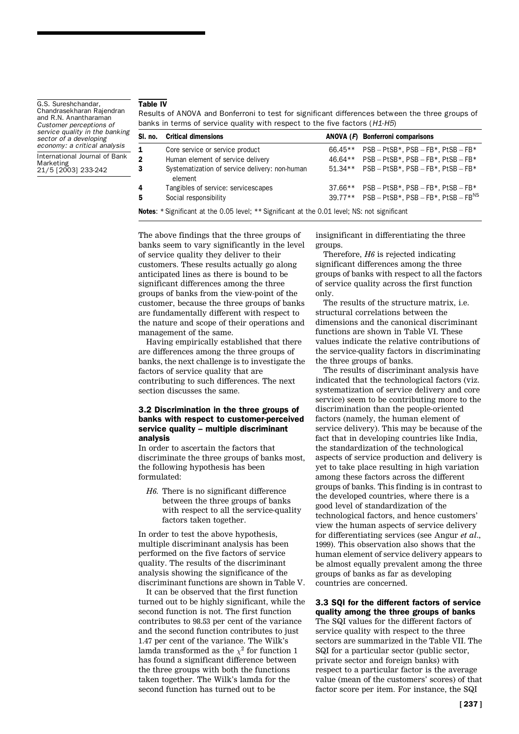**Table IV**

Results of ANOVA and Bonferroni to test for significant differences between the three groups of banks in terms of service quality with respect to the five factors (*H1-H5*)

| Sl. no. | Critical dimensions | ANOVA (*F*) | Bonferroni comparisons |
|---|---|---|---|
| 1 | Core service or service product | 66.45** | PSB – PtSB*, PSB – FB*, PtSB – FB* |
| 2 | Human element of service delivery | 46.64** | PSB – PtSB*, PSB – FB*, PtSB – FB* |
| 3 | Systematization of service delivery: non-human element | 51.34** | PSB – PtSB*, PSB – FB*, PtSB – FB* |
| 4 | Tangibles of service: servicescapes | 37.66** | PSB – PtSB*, PSB – FB*, PtSB – FB* |
| 5 | Social responsibility | 39.77** | PSB – PtSB*, PSB – FB*, PtSB – FB$^{NS}$ |

**Notes**: * Significant at the 0.05 level; ** Significant at the 0.01 level; NS: not significant

The above findings that the three groups of banks seem to vary significantly in the level of service quality they deliver to their customers. These results actually go along anticipated lines as there is bound to be significant differences among the three groups of banks from the view-point of the customer, because the three groups of banks are fundamentally different with respect to the nature and scope of their operations and management of the same.

Having empirically established that there are differences among the three groups of banks, the next challenge is to investigate the factors of service quality that are contributing to such differences. The next section discusses the same.

### 3.2 Discrimination in the three groups of banks with respect to customer-perceived service quality – multiple discriminant analysis

In order to ascertain the factors that discriminate the three groups of banks most, the following hypothesis has been formulated:

> *H6*. There is no significant difference between the three groups of banks with respect to all the service-quality factors taken together.

In order to test the above hypothesis, multiple discriminant analysis has been performed on the five factors of service quality. The results of the discriminant analysis showing the significance of the discriminant functions are shown in Table V.

It can be observed that the first function turned out to be highly significant, while the second function is not. The first function contributes to 98.53 per cent of the variance and the second function contributes to just 1.47 per cent of the variance. The Wilk's lamda transformed as the $\chi^2$ for function 1 has found a significant difference between the three groups with both the functions taken together. The Wilk's lamda for the second function has turned out to be insignificant in differentiating the three groups.

Therefore, *H6* is rejected indicating significant differences among the three groups of banks with respect to all the factors of service quality across the first function only.

The results of the structure matrix, i.e. structural correlations between the dimensions and the canonical discriminant functions are shown in Table VI. These values indicate the relative contributions of the service-quality factors in discriminating the three groups of banks.

The results of discriminant analysis have indicated that the technological factors (viz. systematization of service delivery and core service) seem to be contributing more to the discrimination than the people-oriented factors (namely, the human element of service delivery). This may be because of the fact that in developing countries like India, the standardization of the technological aspects of service production and delivery is yet to take place resulting in high variation among these factors across the different groups of banks. This finding is in contrast to the developed countries, where there is a good level of standardization of the technological factors, and hence customers' view the human aspects of service delivery for differentiating services (see Angur *et al.*, 1999). This observation also shows that the human element of service delivery appears to be almost equally prevalent among the three groups of banks as far as developing countries are concerned.

### 3.3 SQI for the different factors of service quality among the three groups of banks

The SQI values for the different factors of service quality with respect to the three sectors are summarized in the Table VII. The SQI for a particular sector (public sector, private sector and foreign banks) with respect to a particular factor is the average value (mean of the customers' scores) of that factor score per item. For instance, the SQI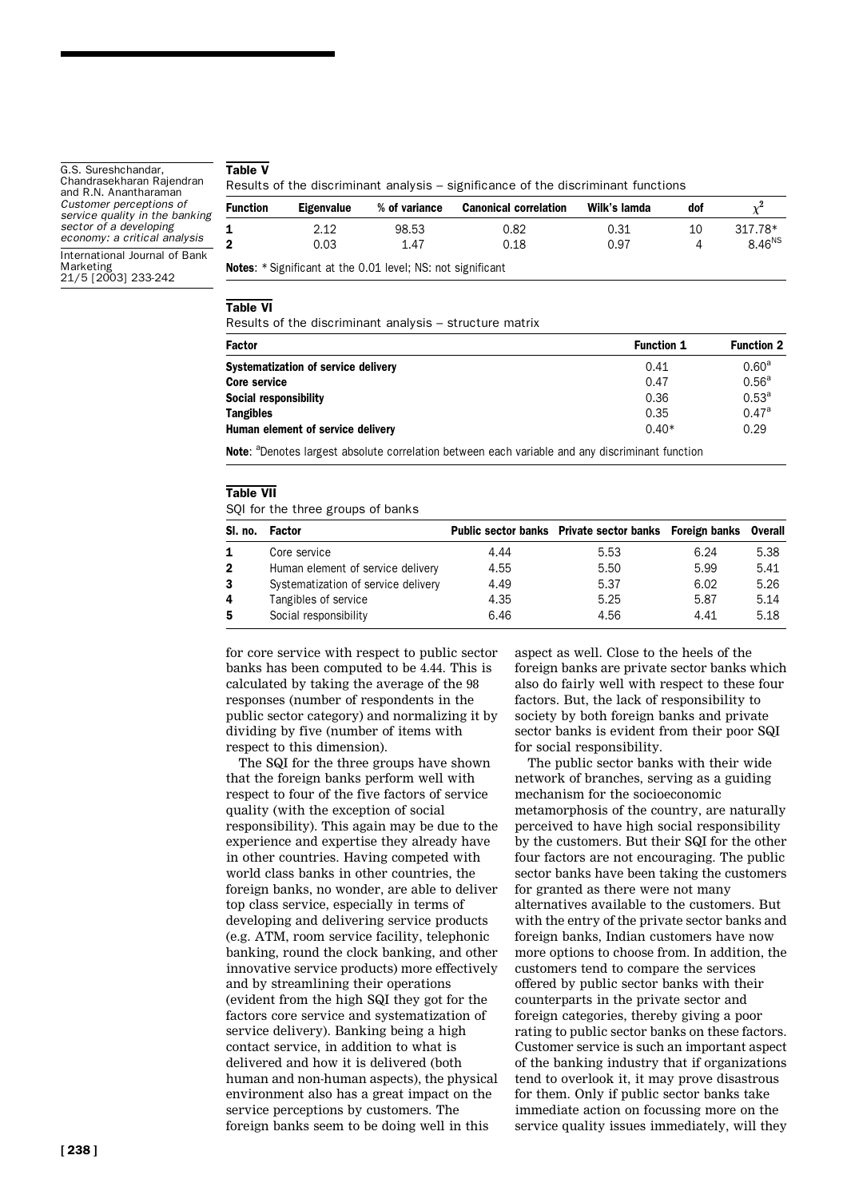**Table V**

Results of the discriminant analysis – significance of the discriminant functions

| Function | Eigenvalue | % of variance | Canonical correlation | Wilk's lamda | dof | $\chi^2$ |
|---|---|---|---|---|---|---|
| 1 | 2.12 | 98.53 | 0.82 | 0.31 | 10 | 317.78* |
| 2 | 0.03 | 1.47 | 0.18 | 0.97 | 4 | 8.46[NS] |

**Notes**: * Significant at the 0.01 level; NS: not significant

**Table VI**

Results of the discriminant analysis – structure matrix

| Factor | Function 1 | Function 2 |
|---|---|---|
| **Systematization of service delivery** | 0.41 | 0.60[a] |
| **Core service** | 0.47 | 0.56[a] |
| **Social responsibility** | 0.36 | 0.53[a] |
| **Tangibles** | 0.35 | 0.47[a] |
| **Human element of service delivery** | 0.40* | 0.29 |

**Note**: [a]Denotes largest absolute correlation between each variable and any discriminant function

**Table VII**

SQI for the three groups of banks

| Sl. no. | Factor | Public sector banks | Private sector banks | Foreign banks | Overall |
|---|---|---|---|---|---|
| 1 | Core service | 4.44 | 5.53 | 6.24 | 5.38 |
| 2 | Human element of service delivery | 4.55 | 5.50 | 5.99 | 5.41 |
| 3 | Systematization of service delivery | 4.49 | 5.37 | 6.02 | 5.26 |
| 4 | Tangibles of service | 4.35 | 5.25 | 5.87 | 5.14 |
| 5 | Social responsibility | 6.46 | 4.56 | 4.41 | 5.18 |

for core service with respect to public sector banks has been computed to be 4.44. This is calculated by taking the average of the 98 responses (number of respondents in the public sector category) and normalizing it by dividing by five (number of items with respect to this dimension).

The SQI for the three groups have shown that the foreign banks perform well with respect to four of the five factors of service quality (with the exception of social responsibility). This again may be due to the experience and expertise they already have in other countries. Having competed with world class banks in other countries, the foreign banks, no wonder, are able to deliver top class service, especially in terms of developing and delivering service products (e.g. ATM, room service facility, telephonic banking, round the clock banking, and other innovative service products) more effectively and by streamlining their operations (evident from the high SQI they got for the factors core service and systematization of service delivery). Banking being a high contact service, in addition to what is delivered and how it is delivered (both human and non-human aspects), the physical environment also has a great impact on the service perceptions by customers. The foreign banks seem to be doing well in this aspect as well. Close to the heels of the foreign banks are private sector banks which also do fairly well with respect to these four factors. But, the lack of responsibility to society by both foreign banks and private sector banks is evident from their poor SQI for social responsibility.

The public sector banks with their wide network of branches, serving as a guiding mechanism for the socioeconomic metamorphosis of the country, are naturally perceived to have high social responsibility by the customers. But their SQI for the other four factors are not encouraging. The public sector banks have been taking the customers for granted as there were not many alternatives available to the customers. But with the entry of the private sector banks and foreign banks, Indian customers have now more options to choose from. In addition, the customers tend to compare the services offered by public sector banks with their counterparts in the private sector and foreign categories, thereby giving a poor rating to public sector banks on these factors. Customer service is such an important aspect of the banking industry that if organizations tend to overlook it, it may prove disastrous for them. Only if public sector banks take immediate action on focussing more on the service quality issues immediately, will they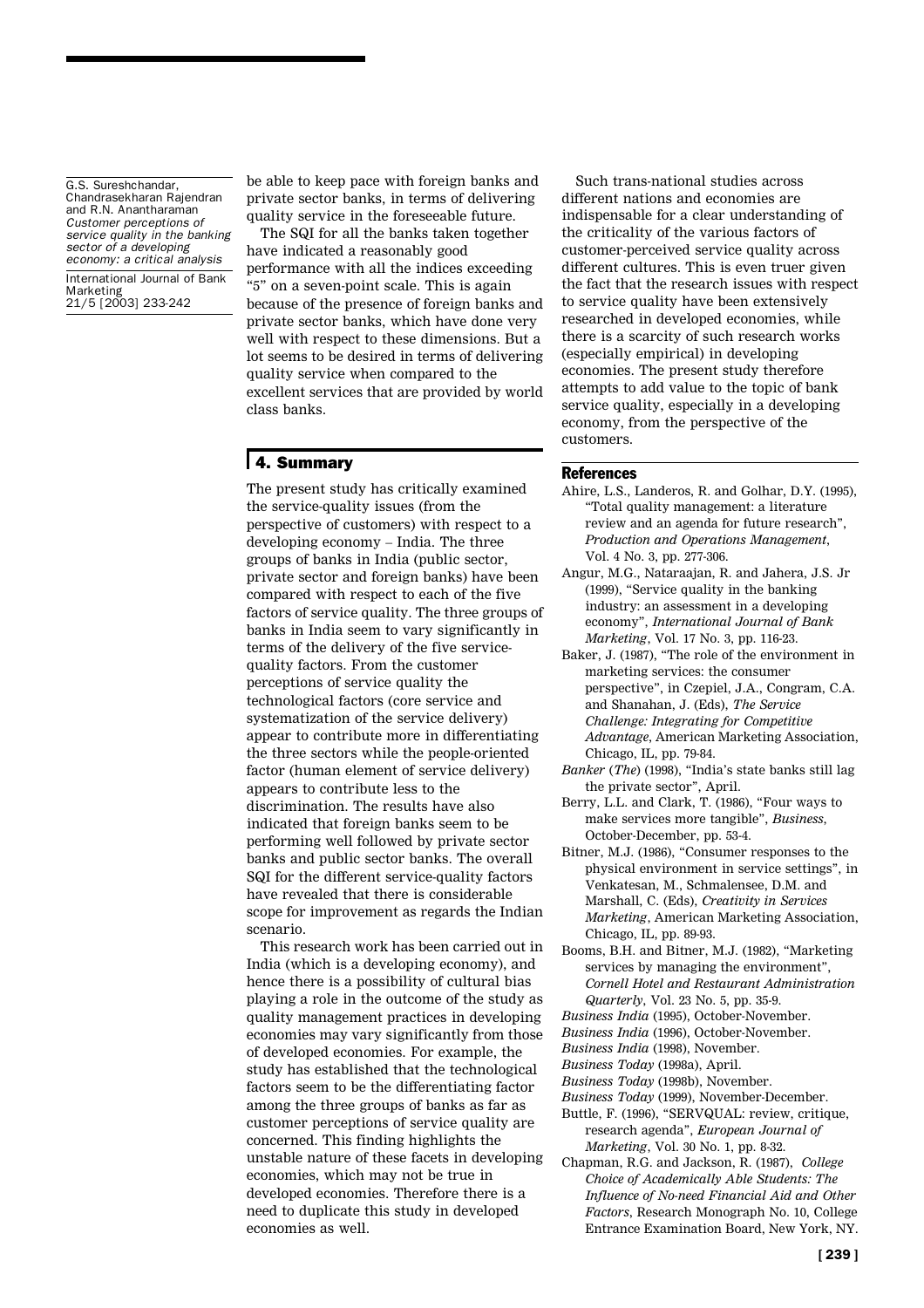be able to keep pace with foreign banks and private sector banks, in terms of delivering quality service in the foreseeable future.

The SQI for all the banks taken together have indicated a reasonably good performance with all the indices exceeding "5" on a seven-point scale. This is again because of the presence of foreign banks and private sector banks, which have done very well with respect to these dimensions. But a lot seems to be desired in terms of delivering quality service when compared to the excellent services that are provided by world class banks.

## 4. Summary

The present study has critically examined the service-quality issues (from the perspective of customers) with respect to a developing economy – India. The three groups of banks in India (public sector, private sector and foreign banks) have been compared with respect to each of the five factors of service quality. The three groups of banks in India seem to vary significantly in terms of the delivery of the five service-quality factors. From the customer perceptions of service quality the technological factors (core service and systematization of the service delivery) appear to contribute more in differentiating the three sectors while the people-oriented factor (human element of service delivery) appears to contribute less to the discrimination. The results have also indicated that foreign banks seem to be performing well followed by private sector banks and public sector banks. The overall SQI for the different service-quality factors have revealed that there is considerable scope for improvement as regards the Indian scenario.

This research work has been carried out in India (which is a developing economy), and hence there is a possibility of cultural bias playing a role in the outcome of the study as quality management practices in developing economies may vary significantly from those of developed economies. For example, the study has established that the technological factors seem to be the differentiating factor among the three groups of banks as far as customer perceptions of service quality are concerned. This finding highlights the unstable nature of these facets in developing economies, which may not be true in developed economies. Therefore there is a need to duplicate this study in developed economies as well.

Such trans-national studies across different nations and economies are indispensable for a clear understanding of the criticality of the various factors of customer-perceived service quality across different cultures. This is even truer given the fact that the research issues with respect to service quality have been extensively researched in developed economies, while there is a scarcity of such research works (especially empirical) in developing economies. The present study therefore attempts to add value to the topic of bank service quality, especially in a developing economy, from the perspective of the customers.

## References

Ahire, L.S., Landeros, R. and Golhar, D.Y. (1995), "Total quality management: a literature review and an agenda for future research", *Production and Operations Management*, Vol. 4 No. 3, pp. 277-306.

Angur, M.G., Nataraajan, R. and Jahera, J.S. Jr (1999), "Service quality in the banking industry: an assessment in a developing economy", *International Journal of Bank Marketing*, Vol. 17 No. 3, pp. 116-23.

Baker, J. (1987), "The role of the environment in marketing services: the consumer perspective", in Czepiel, J.A., Congram, C.A. and Shanahan, J. (Eds), *The Service Challenge: Integrating for Competitive Advantage*, American Marketing Association, Chicago, IL, pp. 79-84.

*Banker* (*The*) (1998), "India's state banks still lag the private sector", April.

Berry, L.L. and Clark, T. (1986), "Four ways to make services more tangible", *Business*, October-December, pp. 53-4.

Bitner, M.J. (1986), "Consumer responses to the physical environment in service settings", in Venkatesan, M., Schmalensee, D.M. and Marshall, C. (Eds), *Creativity in Services Marketing*, American Marketing Association, Chicago, IL, pp. 89-93.

Booms, B.H. and Bitner, M.J. (1982), "Marketing services by managing the environment", *Cornell Hotel and Restaurant Administration Quarterly*, Vol. 23 No. 5, pp. 35-9.

*Business India* (1995), October-November.

*Business India* (1996), October-November.

*Business India* (1998), November.

*Business Today* (1998a), April.

*Business Today* (1998b), November.

*Business Today* (1999), November-December.

Buttle, F. (1996), "SERVQUAL: review, critique, research agenda", *European Journal of Marketing*, Vol. 30 No. 1, pp. 8-32.

Chapman, R.G. and Jackson, R. (1987), *College Choice of Academically Able Students: The Influence of No-need Financial Aid and Other Factors*, Research Monograph No. 10, College Entrance Examination Board, New York, NY.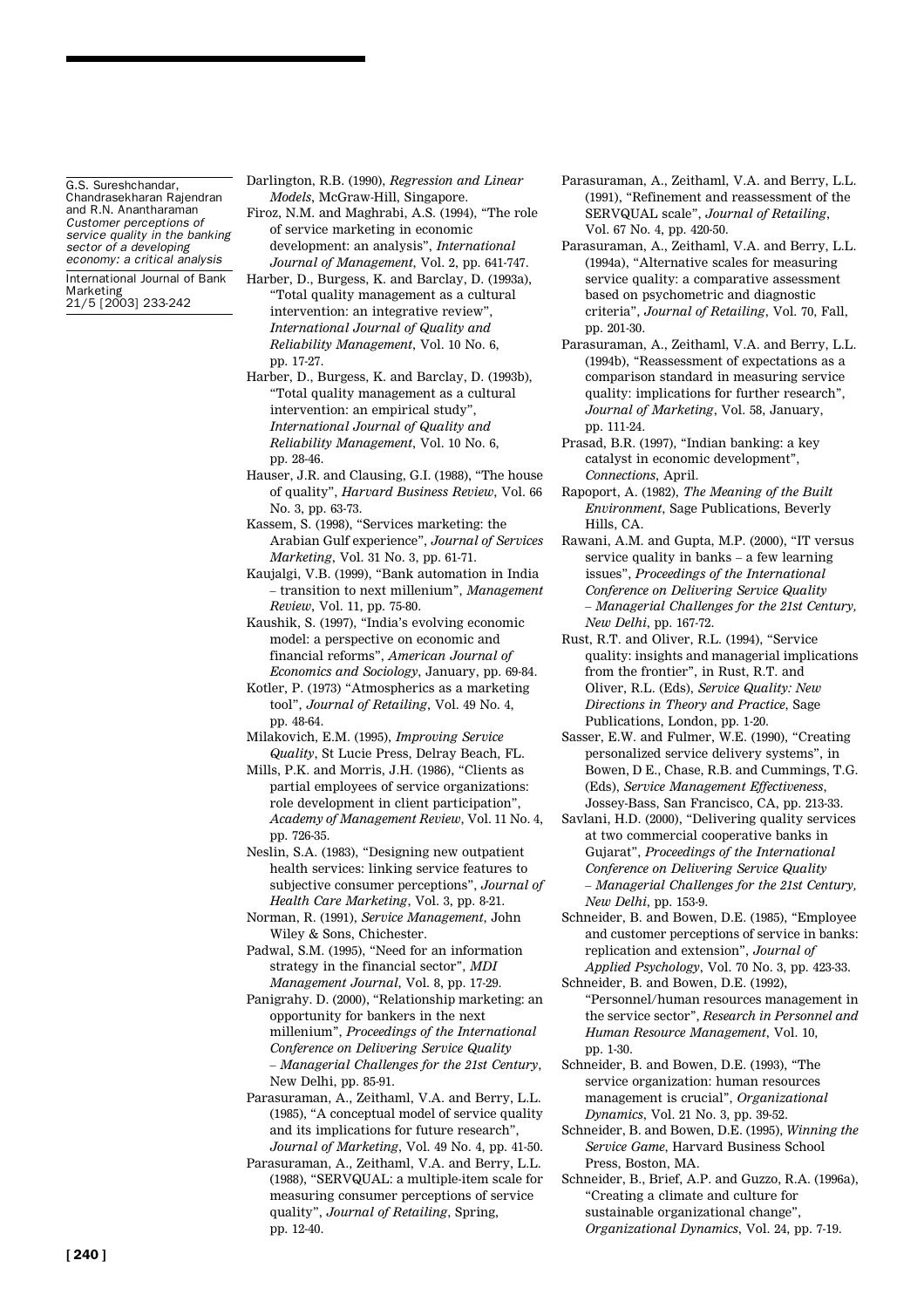Darlington, R.B. (1990), *Regression and Linear Models*, McGraw-Hill, Singapore.

Firoz, N.M. and Maghrabi, A.S. (1994), "The role of service marketing in economic development: an analysis", *International Journal of Management*, Vol. 2, pp. 641-747.

Harber, D., Burgess, K. and Barclay, D. (1993a), "Total quality management as a cultural intervention: an integrative review", *International Journal of Quality and Reliability Management*, Vol. 10 No. 6, pp. 17-27.

Harber, D., Burgess, K. and Barclay, D. (1993b), "Total quality management as a cultural intervention: an empirical study", *International Journal of Quality and Reliability Management*, Vol. 10 No. 6, pp. 28-46.

Hauser, J.R. and Clausing, G.I. (1988), "The house of quality", *Harvard Business Review*, Vol. 66 No. 3, pp. 63-73.

Kassem, S. (1998), "Services marketing: the Arabian Gulf experience", *Journal of Services Marketing*, Vol. 31 No. 3, pp. 61-71.

Kaujalgi, V.B. (1999), "Bank automation in India – transition to next millenium", *Management Review*, Vol. 11, pp. 75-80.

Kaushik, S. (1997), "India's evolving economic model: a perspective on economic and financial reforms", *American Journal of Economics and Sociology*, January, pp. 69-84.

Kotler, P. (1973) "Atmospherics as a marketing tool", *Journal of Retailing*, Vol. 49 No. 4, pp. 48-64.

Milakovich, E.M. (1995), *Improving Service Quality*, St Lucie Press, Delray Beach, FL.

Mills, P.K. and Morris, J.H. (1986), "Clients as partial employees of service organizations: role development in client participation", *Academy of Management Review*, Vol. 11 No. 4, pp. 726-35.

Neslin, S.A. (1983), "Designing new outpatient health services: linking service features to subjective consumer perceptions", *Journal of Health Care Marketing*, Vol. 3, pp. 8-21.

Norman, R. (1991), *Service Management*, John Wiley & Sons, Chichester.

Padwal, S.M. (1995), "Need for an information strategy in the financial sector", *MDI Management Journal*, Vol. 8, pp. 17-29.

Panigrahy. D. (2000), "Relationship marketing: an opportunity for bankers in the next millenium", *Proceedings of the International Conference on Delivering Service Quality – Managerial Challenges for the 21st Century*, New Delhi, pp. 85-91.

Parasuraman, A., Zeithaml, V.A. and Berry, L.L. (1985), "A conceptual model of service quality and its implications for future research", *Journal of Marketing*, Vol. 49 No. 4, pp. 41-50.

Parasuraman, A., Zeithaml, V.A. and Berry, L.L. (1988), "SERVQUAL: a multiple-item scale for measuring consumer perceptions of service quality", *Journal of Retailing*, Spring, pp. 12-40.

Parasuraman, A., Zeithaml, V.A. and Berry, L.L. (1991), "Refinement and reassessment of the SERVQUAL scale", *Journal of Retailing*, Vol. 67 No. 4, pp. 420-50.

Parasuraman, A., Zeithaml, V.A. and Berry, L.L. (1994a), "Alternative scales for measuring service quality: a comparative assessment based on psychometric and diagnostic criteria", *Journal of Retailing*, Vol. 70, Fall, pp. 201-30.

Parasuraman, A., Zeithaml, V.A. and Berry, L.L. (1994b), "Reassessment of expectations as a comparison standard in measuring service quality: implications for further research", *Journal of Marketing*, Vol. 58, January, pp. 111-24.

Prasad, B.R. (1997), "Indian banking: a key catalyst in economic development", *Connections*, April.

Rapoport, A. (1982), *The Meaning of the Built Environment*, Sage Publications, Beverly Hills, CA.

Rawani, A.M. and Gupta, M.P. (2000), "IT versus service quality in banks – a few learning issues", *Proceedings of the International Conference on Delivering Service Quality – Managerial Challenges for the 21st Century, New Delhi*, pp. 167-72.

Rust, R.T. and Oliver, R.L. (1994), "Service quality: insights and managerial implications from the frontier", in Rust, R.T. and Oliver, R.L. (Eds), *Service Quality: New Directions in Theory and Practice*, Sage Publications, London, pp. 1-20.

Sasser, E.W. and Fulmer, W.E. (1990), "Creating personalized service delivery systems", in Bowen, D E., Chase, R.B. and Cummings, T.G. (Eds), *Service Management Effectiveness*, Jossey-Bass, San Francisco, CA, pp. 213-33.

Savlani, H.D. (2000), "Delivering quality services at two commercial cooperative banks in Gujarat", *Proceedings of the International Conference on Delivering Service Quality – Managerial Challenges for the 21st Century, New Delhi*, pp. 153-9.

Schneider, B. and Bowen, D.E. (1985), "Employee and customer perceptions of service in banks: replication and extension", *Journal of Applied Psychology*, Vol. 70 No. 3, pp. 423-33.

Schneider, B. and Bowen, D.E. (1992), "Personnel/human resources management in the service sector", *Research in Personnel and Human Resource Management*, Vol. 10, pp. 1-30.

Schneider, B. and Bowen, D.E. (1993), "The service organization: human resources management is crucial", *Organizational Dynamics*, Vol. 21 No. 3, pp. 39-52.

Schneider, B. and Bowen, D.E. (1995), *Winning the Service Game*, Harvard Business School Press, Boston, MA.

Schneider, B., Brief, A.P. and Guzzo, R.A. (1996a), "Creating a climate and culture for sustainable organizational change", *Organizational Dynamics*, Vol. 24, pp. 7-19.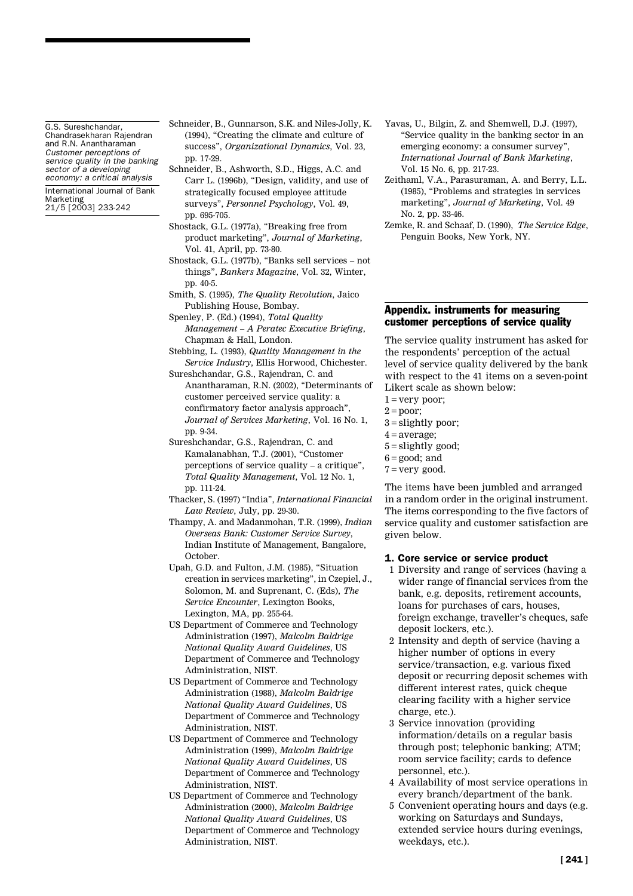Schneider, B., Gunnarson, S.K. and Niles-Jolly, K. (1994), "Creating the climate and culture of success", *Organizational Dynamics*, Vol. 23, pp. 17-29.

Schneider, B., Ashworth, S.D., Higgs, A.C. and Carr L. (1996b), "Design, validity, and use of strategically focused employee attitude surveys", *Personnel Psychology*, Vol. 49, pp. 695-705.

Shostack, G.L. (1977a), "Breaking free from product marketing", *Journal of Marketing*, Vol. 41, April, pp. 73-80.

Shostack, G.L. (1977b), "Banks sell services – not things", *Bankers Magazine*, Vol. 32, Winter, pp. 40-5.

Smith, S. (1995), *The Quality Revolution*, Jaico Publishing House, Bombay.

Spenley, P. (Ed.) (1994), *Total Quality Management – A Peratec Executive Briefing*, Chapman & Hall, London.

Stebbing, L. (1993), *Quality Management in the Service Industry*, Ellis Horwood, Chichester.

Sureshchandar, G.S., Rajendran, C. and Anantharaman, R.N. (2002), "Determinants of customer perceived service quality: a confirmatory factor analysis approach", *Journal of Services Marketing*, Vol. 16 No. 1, pp. 9-34.

Sureshchandar, G.S., Rajendran, C. and Kamalanabhan, T.J. (2001), "Customer perceptions of service quality – a critique", *Total Quality Management*, Vol. 12 No. 1, pp. 111-24.

Thacker, S. (1997) "India", *International Financial Law Review*, July, pp. 29-30.

Thampy, A. and Madanmohan, T.R. (1999), *Indian Overseas Bank: Customer Service Survey*, Indian Institute of Management, Bangalore, October.

Upah, G.D. and Fulton, J.M. (1985), "Situation creation in services marketing", in Czepiel, J., Solomon, M. and Suprenant, C. (Eds), *The Service Encounter*, Lexington Books, Lexington, MA, pp. 255-64.

US Department of Commerce and Technology Administration (1997), *Malcolm Baldrige National Quality Award Guidelines*, US Department of Commerce and Technology Administration, NIST.

US Department of Commerce and Technology Administration (1988), *Malcolm Baldrige National Quality Award Guidelines*, US Department of Commerce and Technology Administration, NIST.

US Department of Commerce and Technology Administration (1999), *Malcolm Baldrige National Quality Award Guidelines*, US Department of Commerce and Technology Administration, NIST.

US Department of Commerce and Technology Administration (2000), *Malcolm Baldrige National Quality Award Guidelines*, US Department of Commerce and Technology Administration, NIST.

Yavas, U., Bilgin, Z. and Shemwell, D.J. (1997), "Service quality in the banking sector in an emerging economy: a consumer survey", *International Journal of Bank Marketing*, Vol. 15 No. 6, pp. 217-23.

Zeithaml, V.A., Parasuraman, A. and Berry, L.L. (1985), "Problems and strategies in services marketing", *Journal of Marketing*, Vol. 49 No. 2, pp. 33-46.

Zemke, R. and Schaaf, D. (1990), *The Service Edge*, Penguin Books, New York, NY.

## Appendix. instruments for measuring customer perceptions of service quality

The service quality instrument has asked for the respondents' perception of the actual level of service quality delivered by the bank with respect to the 41 items on a seven-point Likert scale as shown below:

1 = very poor;
2 = poor;
3 = slightly poor;
4 = average;
5 = slightly good;
6 = good; and
7 = very good.

The items have been jumbled and arranged in a random order in the original instrument. The items corresponding to the five factors of service quality and customer satisfaction are given below.

### 1. Core service or service product

1. Diversity and range of services (having a wider range of financial services from the bank, e.g. deposits, retirement accounts, loans for purchases of cars, houses, foreign exchange, traveller's cheques, safe deposit lockers, etc.).
2. Intensity and depth of service (having a higher number of options in every service/transaction, e.g. various fixed deposit or recurring deposit schemes with different interest rates, quick cheque clearing facility with a higher service charge, etc.).
3. Service innovation (providing information/details on a regular basis through post; telephonic banking; ATM; room service facility; cards to defence personnel, etc.).
4. Availability of most service operations in every branch/department of the bank.
5. Convenient operating hours and days (e.g. working on Saturdays and Sundays, extended service hours during evenings, weekdays, etc.).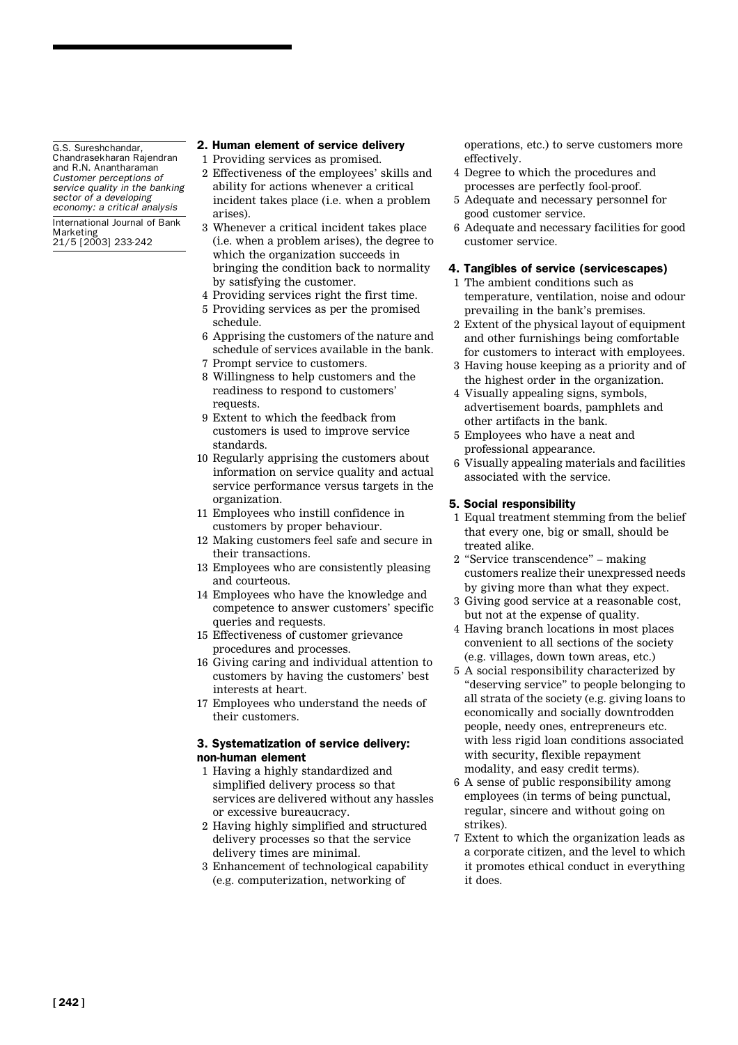### 2. Human element of service delivery

1. Providing services as promised.
2. Effectiveness of the employees' skills and ability for actions whenever a critical incident takes place (i.e. when a problem arises).
3. Whenever a critical incident takes place (i.e. when a problem arises), the degree to which the organization succeeds in bringing the condition back to normality by satisfying the customer.
4. Providing services right the first time.
5. Providing services as per the promised schedule.
6. Apprising the customers of the nature and schedule of services available in the bank.
7. Prompt service to customers.
8. Willingness to help customers and the readiness to respond to customers' requests.
9. Extent to which the feedback from customers is used to improve service standards.
10. Regularly apprising the customers about information on service quality and actual service performance versus targets in the organization.
11. Employees who instill confidence in customers by proper behaviour.
12. Making customers feel safe and secure in their transactions.
13. Employees who are consistently pleasing and courteous.
14. Employees who have the knowledge and competence to answer customers' specific queries and requests.
15. Effectiveness of customer grievance procedures and processes.
16. Giving caring and individual attention to customers by having the customers' best interests at heart.
17. Employees who understand the needs of their customers.

### 3. Systematization of service delivery: non-human element

1. Having a highly standardized and simplified delivery process so that services are delivered without any hassles or excessive bureaucracy.
2. Having highly simplified and structured delivery processes so that the service delivery times are minimal.
3. Enhancement of technological capability (e.g. computerization, networking of operations, etc.) to serve customers more effectively.
4. Degree to which the procedures and processes are perfectly fool-proof.
5. Adequate and necessary personnel for good customer service.
6. Adequate and necessary facilities for good customer service.

### 4. Tangibles of service (servicescapes)

1. The ambient conditions such as temperature, ventilation, noise and odour prevailing in the bank's premises.
2. Extent of the physical layout of equipment and other furnishings being comfortable for customers to interact with employees.
3. Having house keeping as a priority and of the highest order in the organization.
4. Visually appealing signs, symbols, advertisement boards, pamphlets and other artifacts in the bank.
5. Employees who have a neat and professional appearance.
6. Visually appealing materials and facilities associated with the service.

### 5. Social responsibility

1. Equal treatment stemming from the belief that every one, big or small, should be treated alike.
2. "Service transcendence" – making customers realize their unexpressed needs by giving more than what they expect.
3. Giving good service at a reasonable cost, but not at the expense of quality.
4. Having branch locations in most places convenient to all sections of the society (e.g. villages, down town areas, etc.)
5. A social responsibility characterized by "deserving service" to people belonging to all strata of the society (e.g. giving loans to economically and socially downtrodden people, needy ones, entrepreneurs etc. with less rigid loan conditions associated with security, flexible repayment modality, and easy credit terms).
6. A sense of public responsibility among employees (in terms of being punctual, regular, sincere and without going on strikes).
7. Extent to which the organization leads as a corporate citizen, and the level to which it promotes ethical conduct in everything it does.